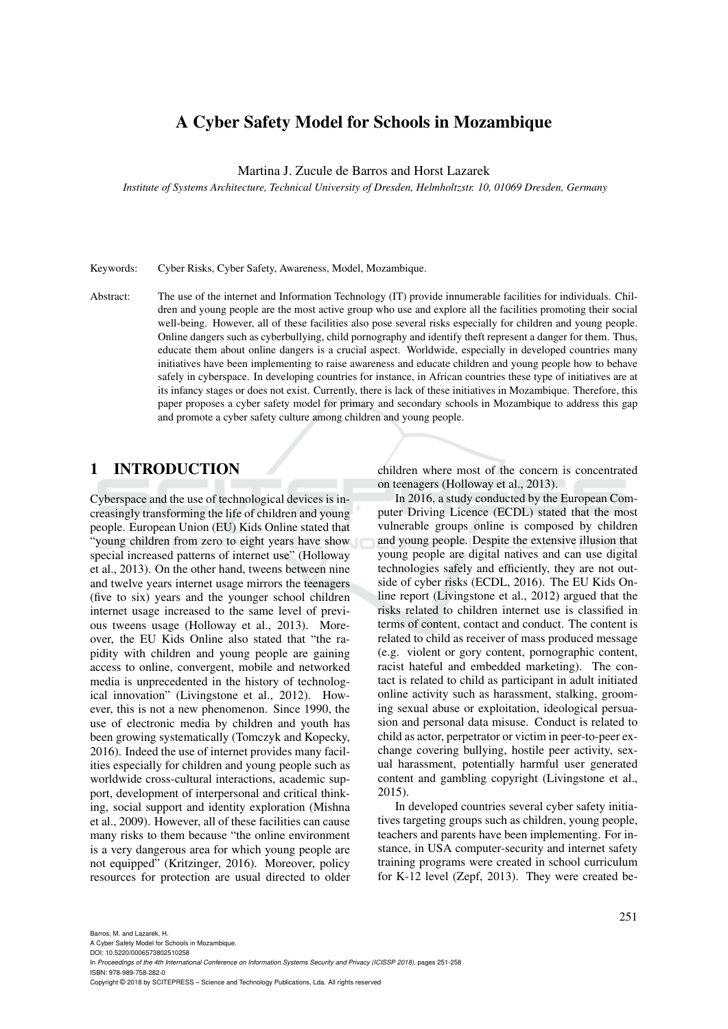# A Cyber Safety Model for Schools in Mozambique

Martina J. Zucule de Barros and Horst Lazarek

*Institute of Systems Architecture, Technical University of Dresden, Helmholtzstr. 10, 01069 Dresden, Germany*

Keywords: Cyber Risks, Cyber Safety, Awareness, Model, Mozambique.

Abstract: The use of the internet and Information Technology (IT) provide innumerable facilities for individuals. Children and young people are the most active group who use and explore all the facilities promoting their social well-being. However, all of these facilities also pose several risks especially for children and young people. Online dangers such as cyberbullying, child pornography and identify theft represent a danger for them. Thus, educate them about online dangers is a crucial aspect. Worldwide, especially in developed countries many initiatives have been implementing to raise awareness and educate children and young people how to behave safely in cyberspace. In developing countries for instance, in African countries these type of initiatives are at its infancy stages or does not exist. Currently, there is lack of these initiatives in Mozambique. Therefore, this paper proposes a cyber safety model for primary and secondary schools in Mozambique to address this gap and promote a cyber safety culture among children and young people.

## 1 INTRODUCTION

Cyberspace and the use of technological devices is increasingly transforming the life of children and young people. European Union (EU) Kids Online stated that "young children from zero to eight years have show special increased patterns of internet use" (Holloway et al., 2013). On the other hand, tweens between nine and twelve years internet usage mirrors the teenagers (five to six) years and the younger school children internet usage increased to the same level of previous tweens usage (Holloway et al., 2013). Moreover, the EU Kids Online also stated that "the rapidity with children and young people are gaining access to online, convergent, mobile and networked media is unprecedented in the history of technological innovation" (Livingstone et al., 2012). However, this is not a new phenomenon. Since 1990, the use of electronic media by children and youth has been growing systematically (Tomczyk and Kopecky, 2016). Indeed the use of internet provides many facilities especially for children and young people such as worldwide cross-cultural interactions, academic support, development of interpersonal and critical thinking, social support and identity exploration (Mishna et al., 2009). However, all of these facilities can cause many risks to them because "the online environment is a very dangerous area for which young people are not equipped" (Kritzinger, 2016). Moreover, policy resources for protection are usual directed to older children where most of the concern is concentrated on teenagers (Holloway et al., 2013).

In 2016, a study conducted by the European Computer Driving Licence (ECDL) stated that the most vulnerable groups online is composed by children and young people. Despite the extensive illusion that young people are digital natives and can use digital technologies safely and efficiently, they are not outside of cyber risks (ECDL, 2016). The EU Kids Online report (Livingstone et al., 2012) argued that the risks related to children internet use is classified in terms of content, contact and conduct. The content is related to child as receiver of mass produced message (e.g. violent or gory content, pornographic content, racist hateful and embedded marketing). The contact is related to child as participant in adult initiated online activity such as harassment, stalking, grooming sexual abuse or exploitation, ideological persuasion and personal data misuse. Conduct is related to child as actor, perpetrator or victim in peer-to-peer exchange covering bullying, hostile peer activity, sexual harassment, potentially harmful user generated content and gambling copyright (Livingstone et al., 2015).

In developed countries several cyber safety initiatives targeting groups such as children, young people, teachers and parents have been implementing. For instance, in USA computer-security and internet safety training programs were created in school curriculum for K-12 level (Zepf, 2013). They were created be-

Barros, M. and Lazarek, H.
A Cyber Safety Model for Schools in Mozambique.
DOI: 10.5220/0006573802510258
In *Proceedings of the 4th International Conference on Information Systems Security and Privacy (ICISSP 2018)*, pages 251-258
ISBN: 978-989-758-282-0
Copyright © 2018 by SCITEPRESS – Science and Technology Publications, Lda. All rights reserved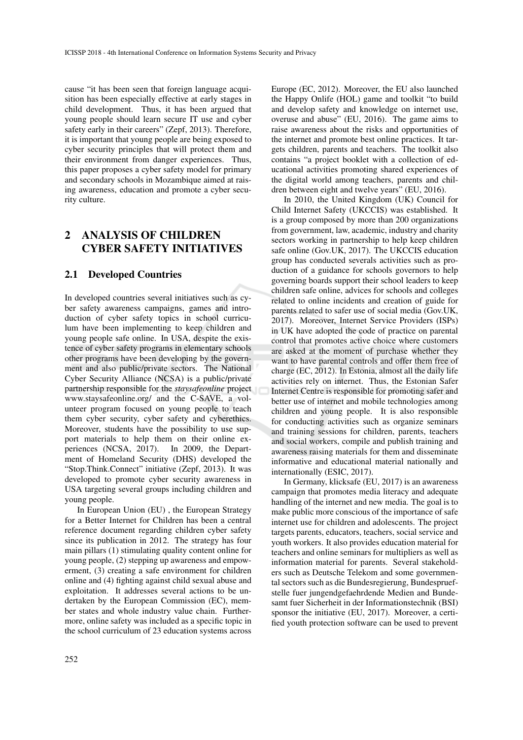cause "it has been seen that foreign language acquisition has been especially effective at early stages in child development. Thus, it has been argued that young people should learn secure IT use and cyber safety early in their careers" (Zepf, 2013). Therefore, it is important that young people are being exposed to cyber security principles that will protect them and their environment from danger experiences. Thus, this paper proposes a cyber safety model for primary and secondary schools in Mozambique aimed at raising awareness, education and promote a cyber security culture.

## 2 ANALYSIS OF CHILDREN CYBER SAFETY INITIATIVES

### 2.1 Developed Countries

In developed countries several initiatives such as cyber safety awareness campaigns, games and introduction of cyber safety topics in school curriculum have been implementing to keep children and young people safe online. In USA, despite the existence of cyber safety programs in elementary schools other programs have been developing by the government and also public/private sectors. The National Cyber Security Alliance (NCSA) is a public/private partnership responsible for the *staysafeonline* project www.staysafeonline.org/ and the C-SAVE, a volunteer program focused on young people to teach them cyber security, cyber safety and cyberethics. Moreover, students have the possibility to use support materials to help them on their online experiences (NCSA, 2017). In 2009, the Department of Homeland Security (DHS) developed the "Stop.Think.Connect" initiative (Zepf, 2013). It was developed to promote cyber security awareness in USA targeting several groups including children and young people.

In European Union (EU) , the European Strategy for a Better Internet for Children has been a central reference document regarding children cyber safety since its publication in 2012. The strategy has four main pillars (1) stimulating quality content online for young people, (2) stepping up awareness and empowerment, (3) creating a safe environment for children online and (4) fighting against child sexual abuse and exploitation. It addresses several actions to be undertaken by the European Commission (EC), member states and whole industry value chain. Furthermore, online safety was included as a specific topic in the school curriculum of 23 education systems across Europe (EC, 2012). Moreover, the EU also launched the Happy Onlife (HOL) game and toolkit "to build and develop safety and knowledge on internet use, overuse and abuse" (EU, 2016). The game aims to raise awareness about the risks and opportunities of the internet and promote best online practices. It targets children, parents and teachers. The toolkit also contains "a project booklet with a collection of educational activities promoting shared experiences of the digital world among teachers, parents and children between eight and twelve years" (EU, 2016).

In 2010, the United Kingdom (UK) Council for Child Internet Safety (UKCCIS) was established. It is a group composed by more than 200 organizations from government, law, academic, industry and charity sectors working in partnership to help keep children safe online (Gov.UK, 2017). The UKCCIS education group has conducted severals activities such as production of a guidance for schools governors to help governing boards support their school leaders to keep children safe online, advices for schools and colleges related to online incidents and creation of guide for parents related to safer use of social media (Gov.UK, 2017). Moreover, Internet Service Providers (ISPs) in UK have adopted the code of practice on parental control that promotes active choice where customers are asked at the moment of purchase whether they want to have parental controls and offer them free of charge (EC, 2012). In Estonia, almost all the daily life activities rely on internet. Thus, the Estonian Safer Internet Centre is responsible for promoting safer and better use of internet and mobile technologies among children and young people. It is also responsible for conducting activities such as organize seminars and training sessions for children, parents, teachers and social workers, compile and publish training and awareness raising materials for them and disseminate informative and educational material nationally and internationally (ESIC, 2017).

In Germany, klicksafe (EU, 2017) is an awareness campaign that promotes media literacy and adequate handling of the internet and new media. The goal is to make public more conscious of the importance of safe internet use for children and adolescents. The project targets parents, educators, teachers, social service and youth workers. It also provides education material for teachers and online seminars for multipliers as well as information material for parents. Several stakeholders such as Deutsche Telekom and some governmental sectors such as die Bundesregierung, Bundespruefstelle fuer jungendgefaehrdende Medien and Bundesamt fuer Sicherheit in der Informationstechnik (BSI) sponsor the initiative (EU, 2017). Moreover, a certified youth protection software can be used to prevent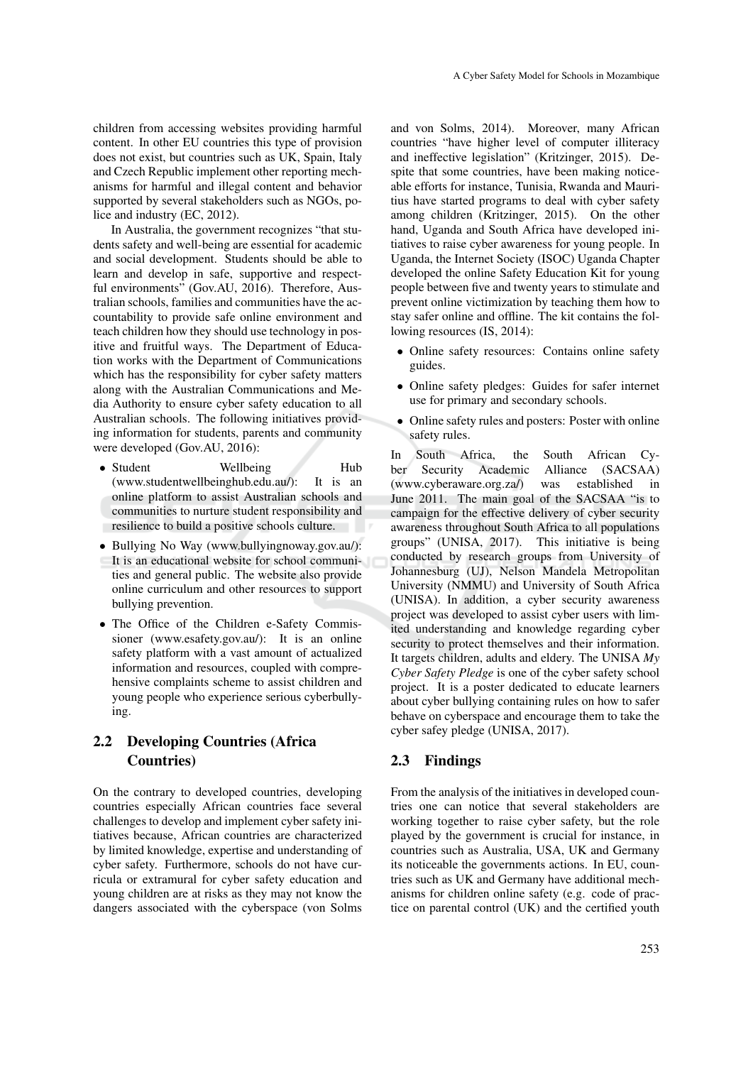children from accessing websites providing harmful content. In other EU countries this type of provision does not exist, but countries such as UK, Spain, Italy and Czech Republic implement other reporting mechanisms for harmful and illegal content and behavior supported by several stakeholders such as NGOs, police and industry (EC, 2012).

In Australia, the government recognizes "that students safety and well-being are essential for academic and social development. Students should be able to learn and develop in safe, supportive and respectful environments" (Gov.AU, 2016). Therefore, Australian schools, families and communities have the accountability to provide safe online environment and teach children how they should use technology in positive and fruitful ways. The Department of Education works with the Department of Communications which has the responsibility for cyber safety matters along with the Australian Communications and Media Authority to ensure cyber safety education to all Australian schools. The following initiatives providing information for students, parents and community were developed (Gov.AU, 2016):

- Student Wellbeing Hub (www.studentwellbeinghub.edu.au/): It is an online platform to assist Australian schools and communities to nurture student responsibility and resilience to build a positive schools culture.
- Bullying No Way (www.bullyingnoway.gov.au/): It is an educational website for school communities and general public. The website also provide online curriculum and other resources to support bullying prevention.
- The Office of the Children e-Safety Commissioner (www.esafety.gov.au/): It is an online safety platform with a vast amount of actualized information and resources, coupled with comprehensive complaints scheme to assist children and young people who experience serious cyberbullying.

## 2.2 Developing Countries (Africa Countries)

On the contrary to developed countries, developing countries especially African countries face several challenges to develop and implement cyber safety initiatives because, African countries are characterized by limited knowledge, expertise and understanding of cyber safety. Furthermore, schools do not have curricula or extramural for cyber safety education and young children are at risks as they may not know the dangers associated with the cyberspace (von Solms and von Solms, 2014). Moreover, many African countries "have higher level of computer illiteracy and ineffective legislation" (Kritzinger, 2015). Despite that some countries, have been making noticeable efforts for instance, Tunisia, Rwanda and Mauritius have started programs to deal with cyber safety among children (Kritzinger, 2015). On the other hand, Uganda and South Africa have developed initiatives to raise cyber awareness for young people. In Uganda, the Internet Society (ISOC) Uganda Chapter developed the online Safety Education Kit for young people between five and twenty years to stimulate and prevent online victimization by teaching them how to stay safer online and offline. The kit contains the following resources (IS, 2014):

- Online safety resources: Contains online safety guides.
- Online safety pledges: Guides for safer internet use for primary and secondary schools.
- Online safety rules and posters: Poster with online safety rules.

In South Africa, the South African Cyber Security Academic Alliance (SACSAA) (www.cyberaware.org.za/) was established in June 2011. The main goal of the SACSAA "is to campaign for the effective delivery of cyber security awareness throughout South Africa to all populations groups" (UNISA, 2017). This initiative is being conducted by research groups from University of Johannesburg (UJ), Nelson Mandela Metropolitan University (NMMU) and University of South Africa (UNISA). In addition, a cyber security awareness project was developed to assist cyber users with limited understanding and knowledge regarding cyber security to protect themselves and their information. It targets children, adults and eldery. The UNISA *My Cyber Safety Pledge* is one of the cyber safety school project. It is a poster dedicated to educate learners about cyber bullying containing rules on how to safer behave on cyberspace and encourage them to take the cyber safey pledge (UNISA, 2017).

## 2.3 Findings

From the analysis of the initiatives in developed countries one can notice that several stakeholders are working together to raise cyber safety, but the role played by the government is crucial for instance, in countries such as Australia, USA, UK and Germany its noticeable the governments actions. In EU, countries such as UK and Germany have additional mechanisms for children online safety (e.g. code of practice on parental control (UK) and the certified youth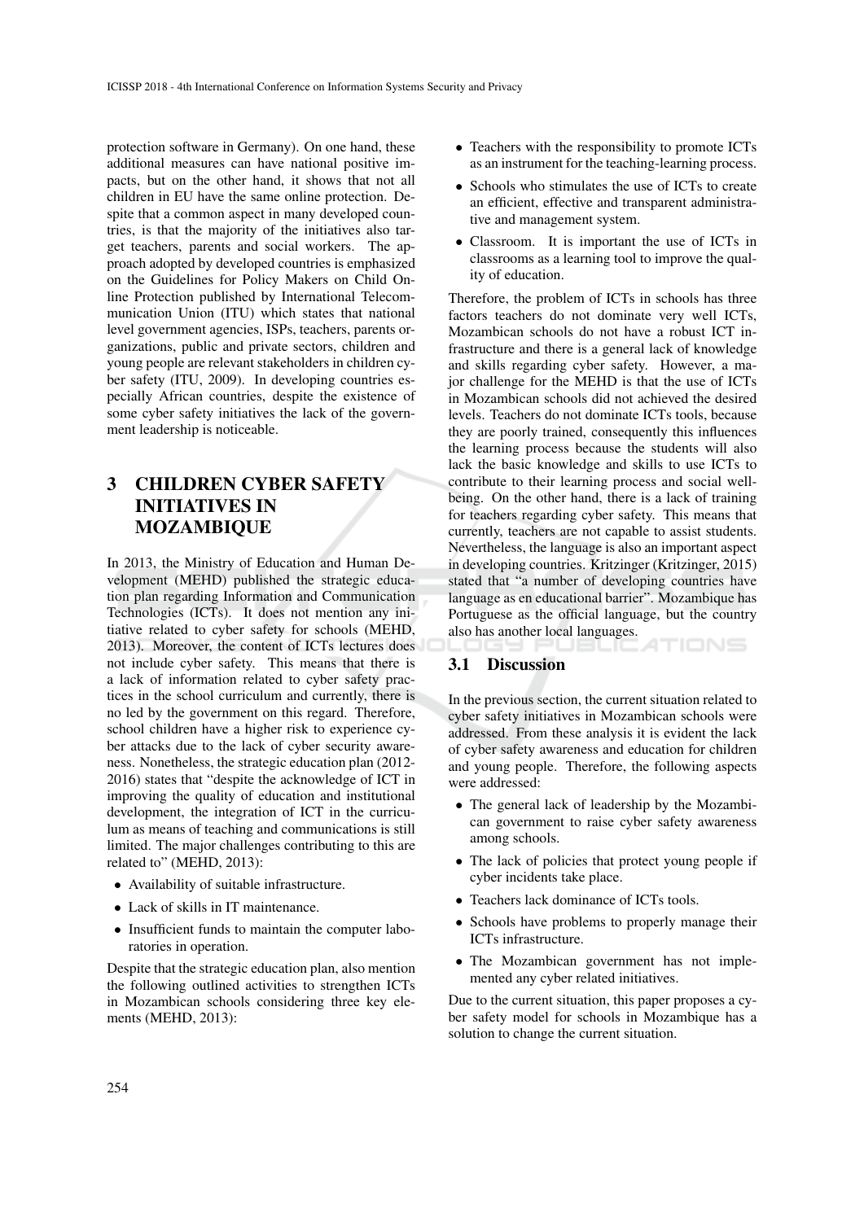protection software in Germany). On one hand, these additional measures can have national positive impacts, but on the other hand, it shows that not all children in EU have the same online protection. Despite that a common aspect in many developed countries, is that the majority of the initiatives also target teachers, parents and social workers. The approach adopted by developed countries is emphasized on the Guidelines for Policy Makers on Child Online Protection published by International Telecommunication Union (ITU) which states that national level government agencies, ISPs, teachers, parents organizations, public and private sectors, children and young people are relevant stakeholders in children cyber safety (ITU, 2009). In developing countries especially African countries, despite the existence of some cyber safety initiatives the lack of the government leadership is noticeable.

# 3 CHILDREN CYBER SAFETY INITIATIVES IN MOZAMBIQUE

In 2013, the Ministry of Education and Human Development (MEHD) published the strategic education plan regarding Information and Communication Technologies (ICTs). It does not mention any initiative related to cyber safety for schools (MEHD, 2013). Moreover, the content of ICTs lectures does not include cyber safety. This means that there is a lack of information related to cyber safety practices in the school curriculum and currently, there is no led by the government on this regard. Therefore, school children have a higher risk to experience cyber attacks due to the lack of cyber security awareness. Nonetheless, the strategic education plan (2012-2016) states that "despite the acknowledge of ICT in improving the quality of education and institutional development, the integration of ICT in the curriculum as means of teaching and communications is still limited. The major challenges contributing to this are related to" (MEHD, 2013):

- Availability of suitable infrastructure.
- Lack of skills in IT maintenance.
- Insufficient funds to maintain the computer laboratories in operation.

Despite that the strategic education plan, also mention the following outlined activities to strengthen ICTs in Mozambican schools considering three key elements (MEHD, 2013):

- Teachers with the responsibility to promote ICTs as an instrument for the teaching-learning process.
- Schools who stimulates the use of ICTs to create an efficient, effective and transparent administrative and management system.
- Classroom. It is important the use of ICTs in classrooms as a learning tool to improve the quality of education.

Therefore, the problem of ICTs in schools has three factors teachers do not dominate very well ICTs, Mozambican schools do not have a robust ICT infrastructure and there is a general lack of knowledge and skills regarding cyber safety. However, a major challenge for the MEHD is that the use of ICTs in Mozambican schools did not achieved the desired levels. Teachers do not dominate ICTs tools, because they are poorly trained, consequently this influences the learning process because the students will also lack the basic knowledge and skills to use ICTs to contribute to their learning process and social wellbeing. On the other hand, there is a lack of training for teachers regarding cyber safety. This means that currently, teachers are not capable to assist students. Nevertheless, the language is also an important aspect in developing countries. Kritzinger (Kritzinger, 2015) stated that "a number of developing countries have language as en educational barrier". Mozambique has Portuguese as the official language, but the country also has another local languages.

## 3.1 Discussion

In the previous section, the current situation related to cyber safety initiatives in Mozambican schools were addressed. From these analysis it is evident the lack of cyber safety awareness and education for children and young people. Therefore, the following aspects were addressed:

- The general lack of leadership by the Mozambican government to raise cyber safety awareness among schools.
- The lack of policies that protect young people if cyber incidents take place.
- Teachers lack dominance of ICTs tools.
- Schools have problems to properly manage their ICTs infrastructure.
- The Mozambican government has not implemented any cyber related initiatives.

Due to the current situation, this paper proposes a cyber safety model for schools in Mozambique has a solution to change the current situation.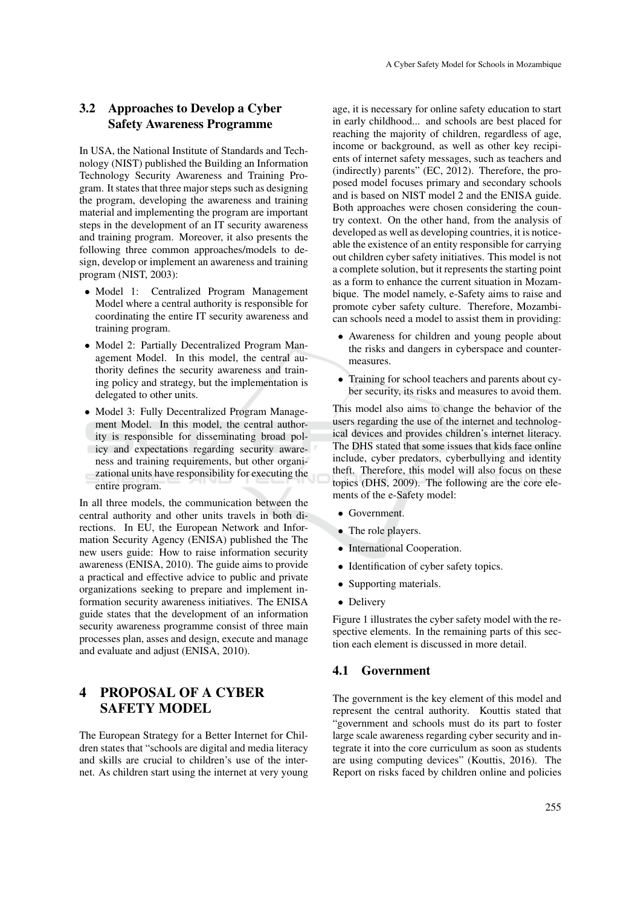## 3.2 Approaches to Develop a Cyber Safety Awareness Programme

In USA, the National Institute of Standards and Technology (NIST) published the Building an Information Technology Security Awareness and Training Program. It states that three major steps such as designing the program, developing the awareness and training material and implementing the program are important steps in the development of an IT security awareness and training program. Moreover, it also presents the following three common approaches/models to design, develop or implement an awareness and training program (NIST, 2003):

- Model 1: Centralized Program Management Model where a central authority is responsible for coordinating the entire IT security awareness and training program.
- Model 2: Partially Decentralized Program Management Model. In this model, the central authority defines the security awareness and training policy and strategy, but the implementation is delegated to other units.
- Model 3: Fully Decentralized Program Management Model. In this model, the central authority is responsible for disseminating broad policy and expectations regarding security awareness and training requirements, but other organizational units have responsibility for executing the entire program.

In all three models, the communication between the central authority and other units travels in both directions. In EU, the European Network and Information Security Agency (ENISA) published the The new users guide: How to raise information security awareness (ENISA, 2010). The guide aims to provide a practical and effective advice to public and private organizations seeking to prepare and implement information security awareness initiatives. The ENISA guide states that the development of an information security awareness programme consist of three main processes plan, asses and design, execute and manage and evaluate and adjust (ENISA, 2010).

# 4 PROPOSAL OF A CYBER SAFETY MODEL

The European Strategy for a Better Internet for Children states that "schools are digital and media literacy and skills are crucial to children's use of the internet. As children start using the internet at very young age, it is necessary for online safety education to start in early childhood... and schools are best placed for reaching the majority of children, regardless of age, income or background, as well as other key recipients of internet safety messages, such as teachers and (indirectly) parents" (EC, 2012). Therefore, the proposed model focuses primary and secondary schools and is based on NIST model 2 and the ENISA guide. Both approaches were chosen considering the country context. On the other hand, from the analysis of developed as well as developing countries, it is noticeable the existence of an entity responsible for carrying out children cyber safety initiatives. This model is not a complete solution, but it represents the starting point as a form to enhance the current situation in Mozambique. The model namely, e-Safety aims to raise and promote cyber safety culture. Therefore, Mozambican schools need a model to assist them in providing:

- Awareness for children and young people about the risks and dangers in cyberspace and countermeasures.
- Training for school teachers and parents about cyber security, its risks and measures to avoid them.

This model also aims to change the behavior of the users regarding the use of the internet and technological devices and provides children's internet literacy. The DHS stated that some issues that kids face online include, cyber predators, cyberbullying and identity theft. Therefore, this model will also focus on these topics (DHS, 2009). The following are the core elements of the e-Safety model:

- Government.
- The role players.
- International Cooperation.
- Identification of cyber safety topics.
- Supporting materials.
- Delivery

Figure 1 illustrates the cyber safety model with the respective elements. In the remaining parts of this section each element is discussed in more detail.

## 4.1 Government

The government is the key element of this model and represent the central authority. Kouttis stated that "government and schools must do its part to foster large scale awareness regarding cyber security and integrate it into the core curriculum as soon as students are using computing devices" (Kouttis, 2016). The Report on risks faced by children online and policies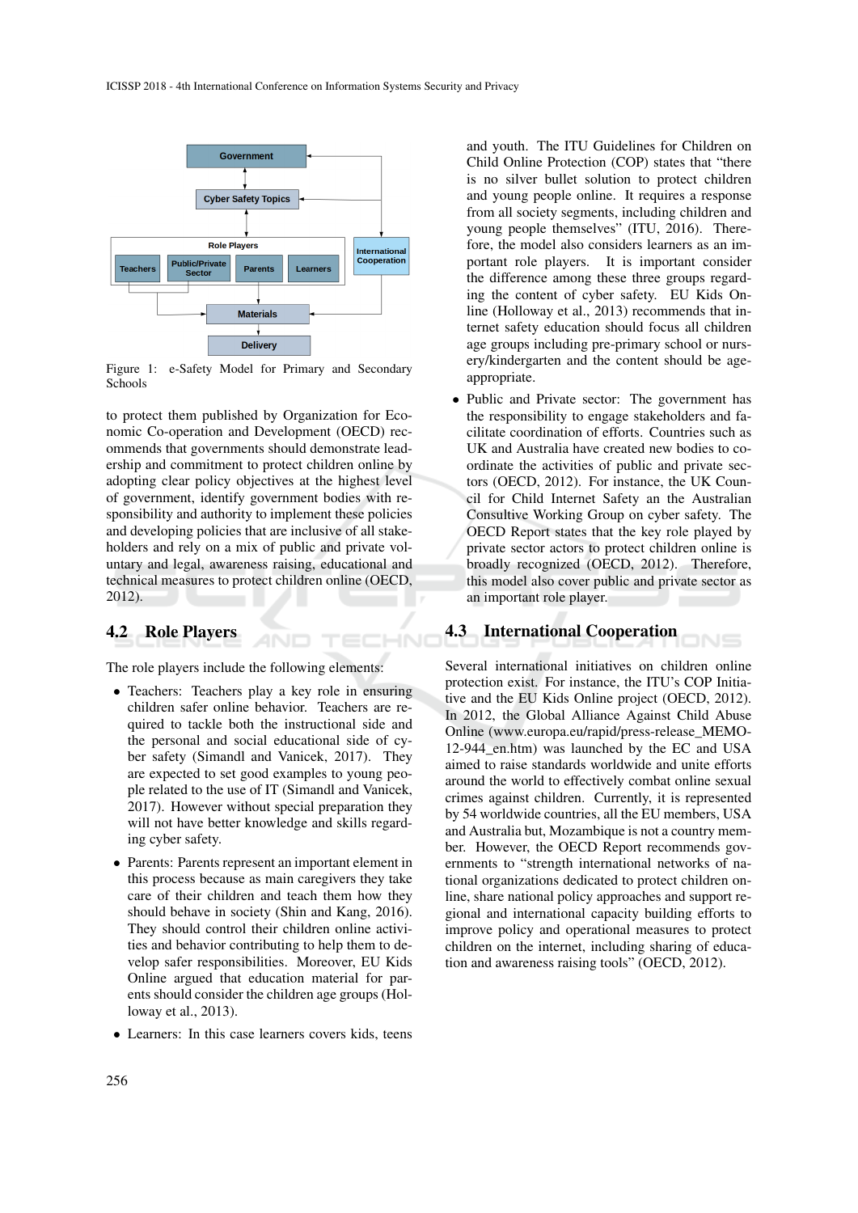Figure 1: e-Safety Model for Primary and Secondary Schools

to protect them published by Organization for Economic Co-operation and Development (OECD) recommends that governments should demonstrate leadership and commitment to protect children online by adopting clear policy objectives at the highest level of government, identify government bodies with responsibility and authority to implement these policies and developing policies that are inclusive of all stakeholders and rely on a mix of public and private voluntary and legal, awareness raising, educational and technical measures to protect children online (OECD, 2012).

## 4.2 Role Players

The role players include the following elements:

- Teachers: Teachers play a key role in ensuring children safer online behavior. Teachers are required to tackle both the instructional side and the personal and social educational side of cyber safety (Simandl and Vanicek, 2017). They are expected to set good examples to young people related to the use of IT (Simandl and Vanicek, 2017). However without special preparation they will not have better knowledge and skills regarding cyber safety.
- Parents: Parents represent an important element in this process because as main caregivers they take care of their children and teach them how they should behave in society (Shin and Kang, 2016). They should control their children online activities and behavior contributing to help them to develop safer responsibilities. Moreover, EU Kids Online argued that education material for parents should consider the children age groups (Holloway et al., 2013).
- Learners: In this case learners covers kids, teens and youth. The ITU Guidelines for Children on Child Online Protection (COP) states that "there is no silver bullet solution to protect children and young people online. It requires a response from all society segments, including children and young people themselves" (ITU, 2016). Therefore, the model also considers learners as an important role players. It is important consider the difference among these three groups regarding the content of cyber safety. EU Kids Online (Holloway et al., 2013) recommends that internet safety education should focus all children age groups including pre-primary school or nursery/kindergarten and the content should be age-appropriate.
- Public and Private sector: The government has the responsibility to engage stakeholders and facilitate coordination of efforts. Countries such as UK and Australia have created new bodies to coordinate the activities of public and private sectors (OECD, 2012). For instance, the UK Council for Child Internet Safety an the Australian Consultive Working Group on cyber safety. The OECD Report states that the key role played by private sector actors to protect children online is broadly recognized (OECD, 2012). Therefore, this model also cover public and private sector as an important role player.

## 4.3 International Cooperation

Several international initiatives on children online protection exist. For instance, the ITU's COP Initiative and the EU Kids Online project (OECD, 2012). In 2012, the Global Alliance Against Child Abuse Online (www.europa.eu/rapid/press-release_MEMO-12-944_en.htm) was launched by the EC and USA aimed to raise standards worldwide and unite efforts around the world to effectively combat online sexual crimes against children. Currently, it is represented by 54 worldwide countries, all the EU members, USA and Australia but, Mozambique is not a country member. However, the OECD Report recommends governments to "strength international networks of national organizations dedicated to protect children online, share national policy approaches and support regional and international capacity building efforts to improve policy and operational measures to protect children on the internet, including sharing of education and awareness raising tools" (OECD, 2012).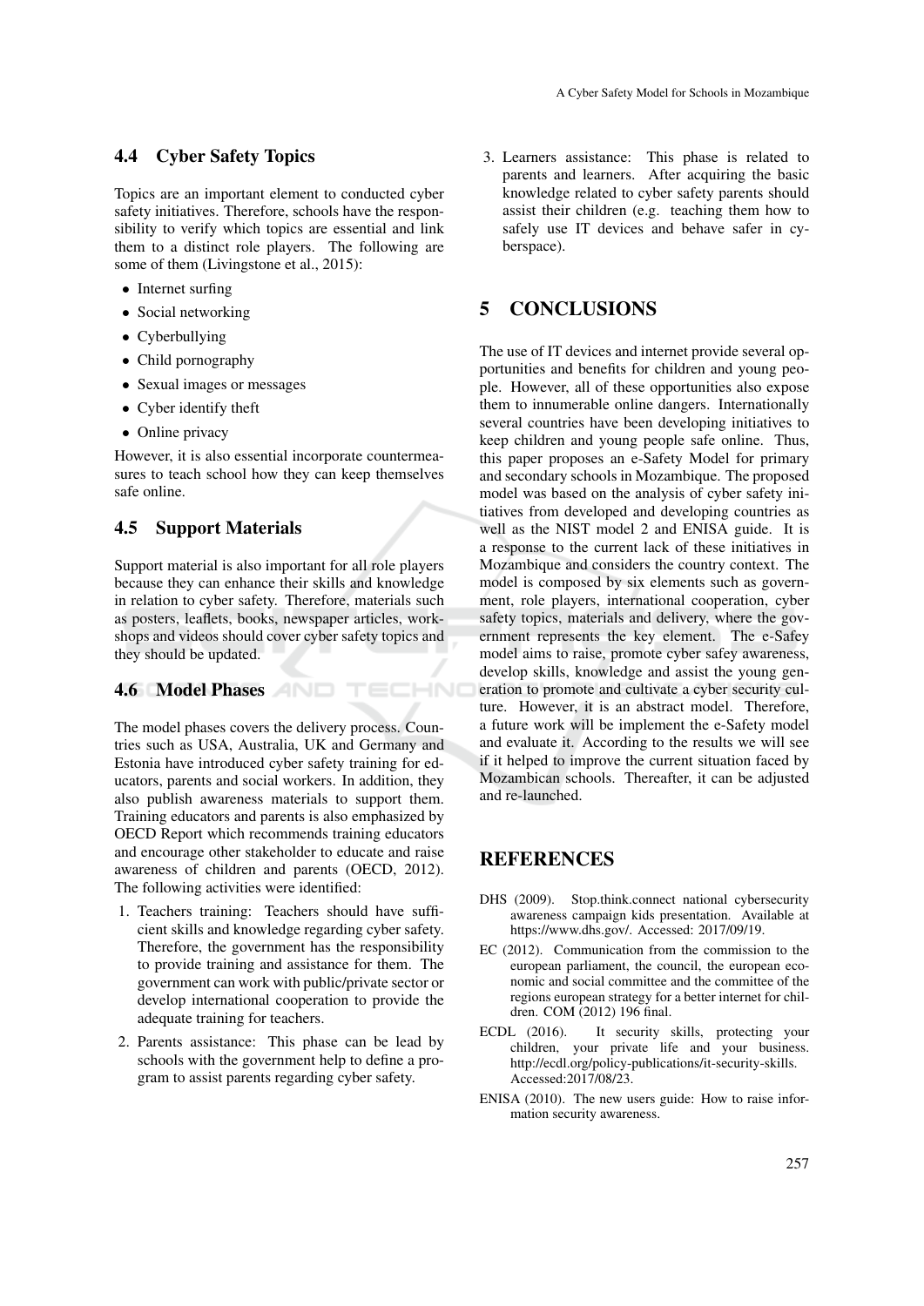### 4.4 Cyber Safety Topics

Topics are an important element to conducted cyber safety initiatives. Therefore, schools have the responsibility to verify which topics are essential and link them to a distinct role players. The following are some of them (Livingstone et al., 2015):

- Internet surfing
- Social networking
- Cyberbullying
- Child pornography
- Sexual images or messages
- Cyber identify theft
- Online privacy

However, it is also essential incorporate countermeasures to teach school how they can keep themselves safe online.

### 4.5 Support Materials

Support material is also important for all role players because they can enhance their skills and knowledge in relation to cyber safety. Therefore, materials such as posters, leaflets, books, newspaper articles, workshops and videos should cover cyber safety topics and they should be updated.

### 4.6 Model Phases

The model phases covers the delivery process. Countries such as USA, Australia, UK and Germany and Estonia have introduced cyber safety training for educators, parents and social workers. In addition, they also publish awareness materials to support them. Training educators and parents is also emphasized by OECD Report which recommends training educators and encourage other stakeholder to educate and raise awareness of children and parents (OECD, 2012). The following activities were identified:

1. Teachers training: Teachers should have sufficient skills and knowledge regarding cyber safety. Therefore, the government has the responsibility to provide training and assistance for them. The government can work with public/private sector or develop international cooperation to provide the adequate training for teachers.
2. Parents assistance: This phase can be lead by schools with the government help to define a program to assist parents regarding cyber safety.
3. Learners assistance: This phase is related to parents and learners. After acquiring the basic knowledge related to cyber safety parents should assist their children (e.g. teaching them how to safely use IT devices and behave safer in cyberspace).

## 5 CONCLUSIONS

The use of IT devices and internet provide several opportunities and benefits for children and young people. However, all of these opportunities also expose them to innumerable online dangers. Internationally several countries have been developing initiatives to keep children and young people safe online. Thus, this paper proposes an e-Safety Model for primary and secondary schools in Mozambique. The proposed model was based on the analysis of cyber safety initiatives from developed and developing countries as well as the NIST model 2 and ENISA guide. It is a response to the current lack of these initiatives in Mozambique and considers the country context. The model is composed by six elements such as government, role players, international cooperation, cyber safety topics, materials and delivery, where the government represents the key element. The e-Safey model aims to raise, promote cyber safey awareness, develop skills, knowledge and assist the young generation to promote and cultivate a cyber security culture. However, it is an abstract model. Therefore, a future work will be implement the e-Safety model and evaluate it. According to the results we will see if it helped to improve the current situation faced by Mozambican schools. Thereafter, it can be adjusted and re-launched.

## REFERENCES

DHS (2009). Stop.think.connect national cybersecurity awareness campaign kids presentation. Available at https://www.dhs.gov/. Accessed: 2017/09/19.

EC (2012). Communication from the commission to the european parliament, the council, the european economic and social committee and the committee of the regions european strategy for a better internet for children. COM (2012) 196 final.

ECDL (2016). It security skills, protecting your children, your private life and your business. http://ecdl.org/policy-publications/it-security-skills. Accessed:2017/08/23.

ENISA (2010). The new users guide: How to raise information security awareness.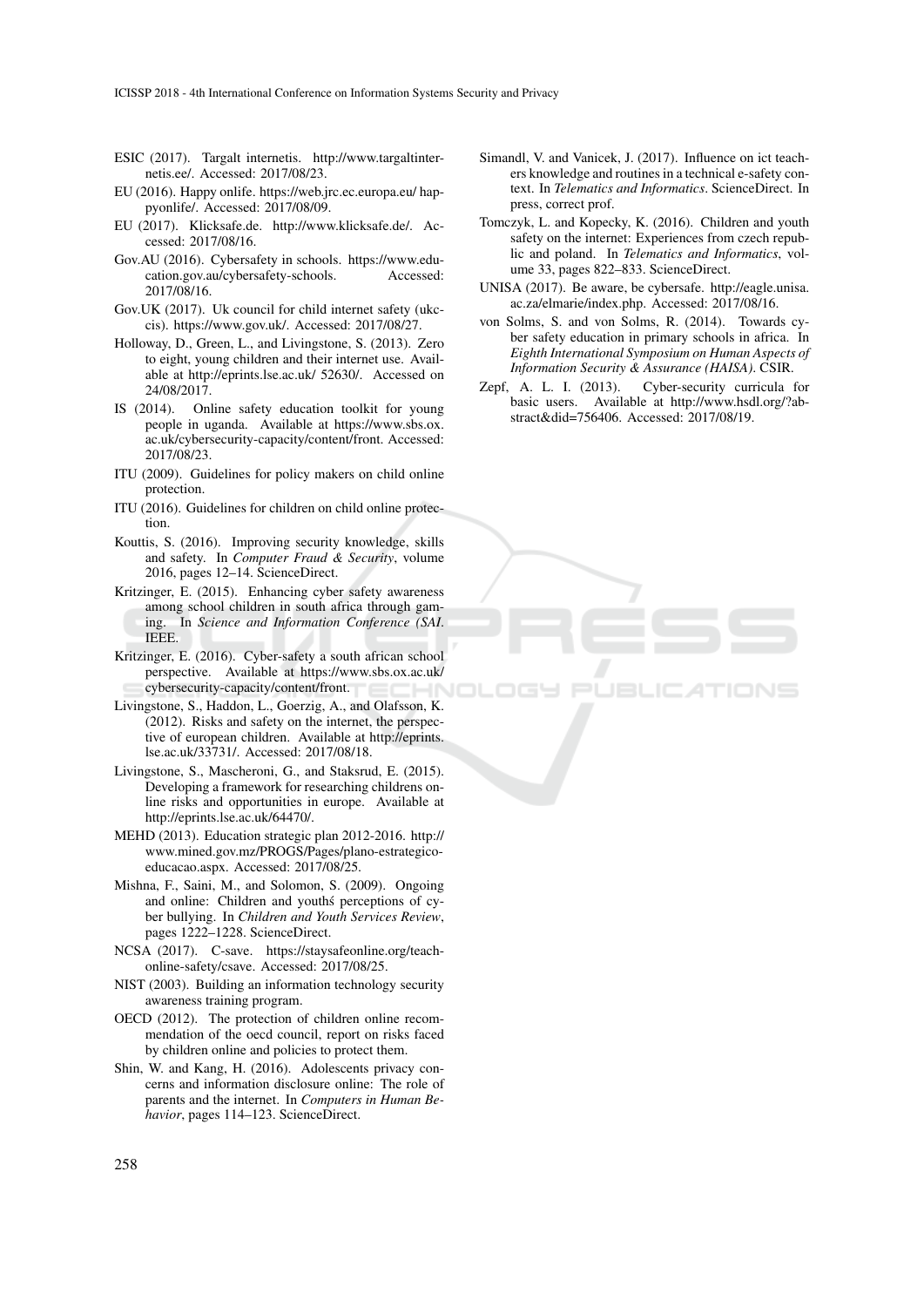ESIC (2017). Targalt internetis. http://www.targaltinternetis.ee/. Accessed: 2017/08/23.

EU (2016). Happy onlife. https://web.jrc.ec.europa.eu/ happyonlife/. Accessed: 2017/08/09.

EU (2017). Klicksafe.de. http://www.klicksafe.de/. Accessed: 2017/08/16.

Gov.AU (2016). Cybersafety in schools. https://www.education.gov.au/cybersafety-schools. Accessed: 2017/08/16.

Gov.UK (2017). Uk council for child internet safety (ukccis). https://www.gov.uk/. Accessed: 2017/08/27.

Holloway, D., Green, L., and Livingstone, S. (2013). Zero to eight, young children and their internet use. Available at http://eprints.lse.ac.uk/ 52630/. Accessed on 24/08/2017.

IS (2014). Online safety education toolkit for young people in uganda. Available at https://www.sbs.ox.ac.uk/cybersecurity-capacity/content/front. Accessed: 2017/08/23.

ITU (2009). Guidelines for policy makers on child online protection.

ITU (2016). Guidelines for children on child online protection.

Kouttis, S. (2016). Improving security knowledge, skills and safety. In *Computer Fraud & Security*, volume 2016, pages 12–14. ScienceDirect.

Kritzinger, E. (2015). Enhancing cyber safety awareness among school children in south africa through gaming. In *Science and Information Conference (SAI*. IEEE.

Kritzinger, E. (2016). Cyber-safety a south african school perspective. Available at https://www.sbs.ox.ac.uk/ cybersecurity-capacity/content/front.

Livingstone, S., Haddon, L., Goerzig, A., and Olafsson, K. (2012). Risks and safety on the internet, the perspective of european children. Available at http://eprints.lse.ac.uk/33731/. Accessed: 2017/08/18.

Livingstone, S., Mascheroni, G., and Staksrud, E. (2015). Developing a framework for researching childrens online risks and opportunities in europe. Available at http://eprints.lse.ac.uk/64470/.

MEHD (2013). Education strategic plan 2012-2016. http:// www.mined.gov.mz/PROGS/Pages/plano-estrategico-educacao.aspx. Accessed: 2017/08/25.

Mishna, F., Saini, M., and Solomon, S. (2009). Ongoing and online: Children and youthś perceptions of cyber bullying. In *Children and Youth Services Review*, pages 1222–1228. ScienceDirect.

NCSA (2017). C-save. https://staysafeonline.org/teach-online-safety/csave. Accessed: 2017/08/25.

NIST (2003). Building an information technology security awareness training program.

OECD (2012). The protection of children online recommendation of the oecd council, report on risks faced by children online and policies to protect them.

Shin, W. and Kang, H. (2016). Adolescents privacy concerns and information disclosure online: The role of parents and the internet. In *Computers in Human Behavior*, pages 114–123. ScienceDirect.

Simandl, V. and Vanicek, J. (2017). Influence on ict teachers knowledge and routines in a technical e-safety context. In *Telematics and Informatics*. ScienceDirect. In press, correct prof.

Tomczyk, L. and Kopecky, K. (2016). Children and youth safety on the internet: Experiences from czech republic and poland. In *Telematics and Informatics*, volume 33, pages 822–833. ScienceDirect.

UNISA (2017). Be aware, be cybersafe. http://eagle.unisa.ac.za/elmarie/index.php. Accessed: 2017/08/16.

von Solms, S. and von Solms, R. (2014). Towards cyber safety education in primary schools in africa. In *Eighth International Symposium on Human Aspects of Information Security & Assurance (HAISA)*. CSIR.

Zepf, A. L. I. (2013). Cyber-security curricula for basic users. Available at http://www.hsdl.org/?abstract&did=756406. Accessed: 2017/08/19.